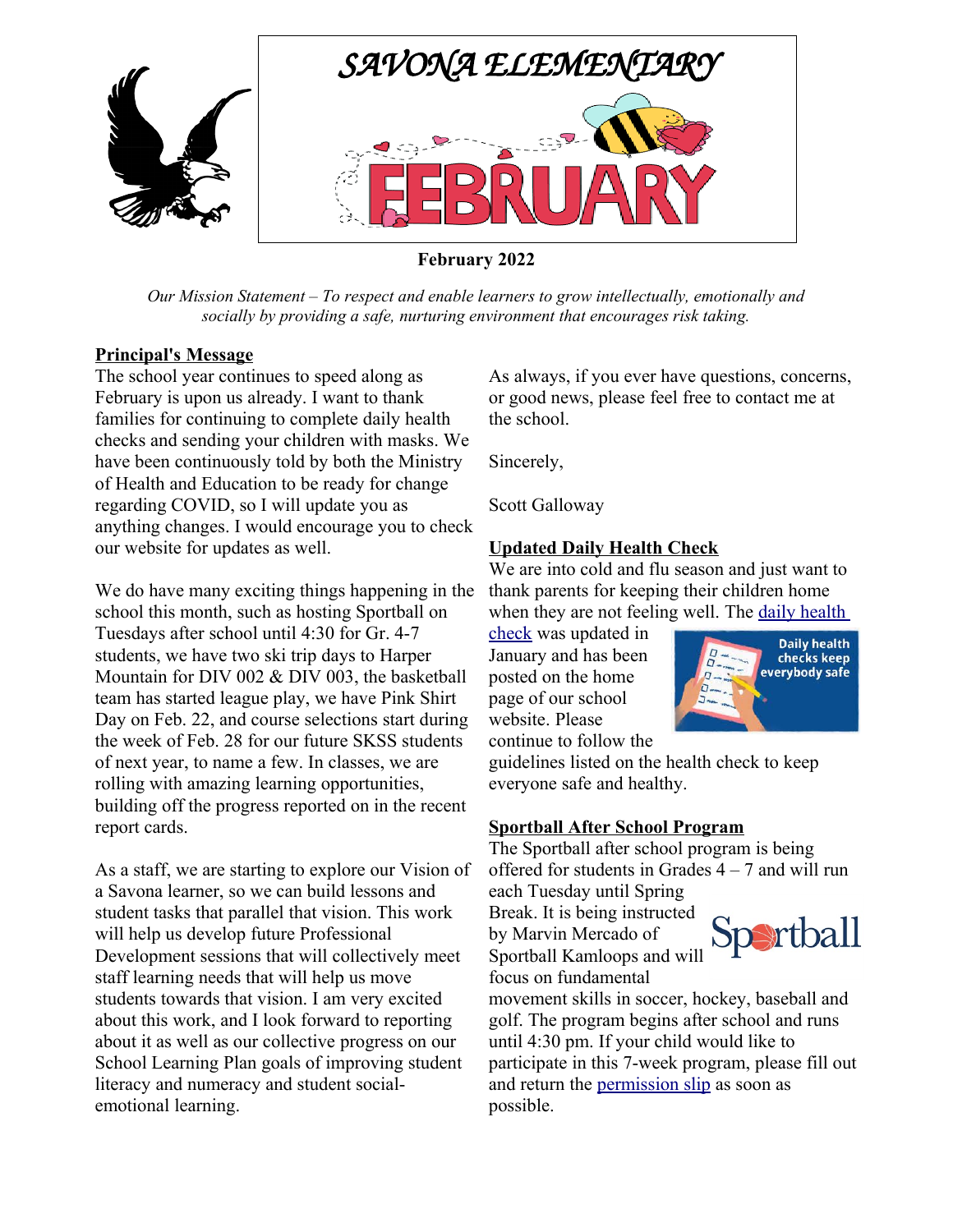# SAVONA ELEMENTARY

# FEBRUARY

**February 2022**

*Our Mission Statement – To respect and enable learners to grow intellectually, emotionally and socially by providing a safe, nurturing environment that encourages risk taking.*

## Principal's Message

The school year continues to speed along as February is upon us already. I want to thank families for continuing to complete daily health checks and sending your children with masks. We have been continuously told by both the Ministry of Health and Education to be ready for change regarding COVID, so I will update you as anything changes. I would encourage you to check our website for updates as well.

We do have many exciting things happening in the school this month, such as hosting Sportball on Tuesdays after school until 4:30 for Gr. 4-7 students, we have two ski trip days to Harper Mountain for DIV 002 & DIV 003, the basketball team has started league play, we have Pink Shirt Day on Feb. 22, and course selections start during the week of Feb. 28 for our future SKSS students of next year, to name a few. In classes, we are rolling with amazing learning opportunities, building off the progress reported on in the recent report cards.

As a staff, we are starting to explore our Vision of a Savona learner, so we can build lessons and student tasks that parallel that vision. This work will help us develop future Professional Development sessions that will collectively meet staff learning needs that will help us move students towards that vision. I am very excited about this work, and I look forward to reporting about it as well as our collective progress on our School Learning Plan goals of improving student literacy and numeracy and student social-emotional learning.

As always, if you ever have questions, concerns, or good news, please feel free to contact me at the school.

Sincerely,

Scott Galloway

## Updated Daily Health Check

We are into cold and flu season and just want to thank parents for keeping their children home when they are not feeling well. The daily health check was updated in January and has been posted on the home page of our school website. Please continue to follow the guidelines listed on the health check to keep everyone safe and healthy.

## Sportball After School Program

The Sportball after school program is being offered for students in Grades 4 – 7 and will run each Tuesday until Spring Break. It is being instructed by Marvin Mercado of Sportball Kamloops and will focus on fundamental movement skills in soccer, hockey, baseball and golf. The program begins after school and runs until 4:30 pm. If your child would like to participate in this 7-week program, please fill out and return the permission slip as soon as possible.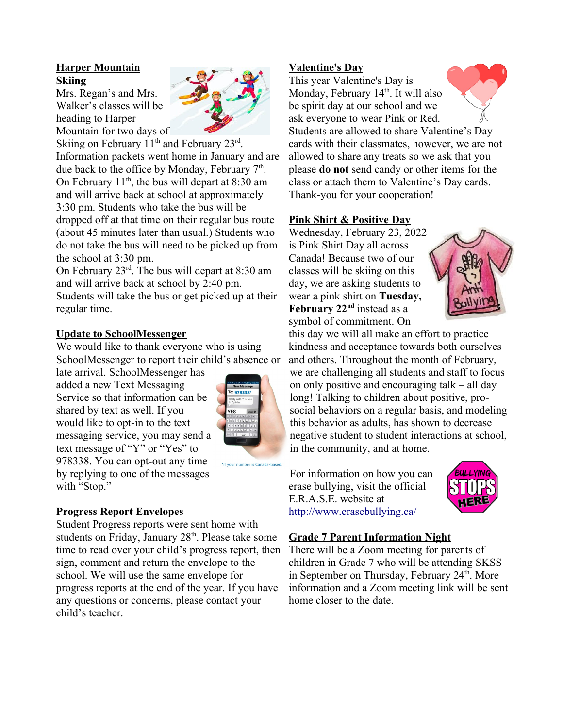## Harper Mountain Skiing

Mrs. Regan's and Mrs. Walker's classes will be heading to Harper Mountain for two days of Skiing on February 11th and February 23rd. Information packets went home in January and are due back to the office by Monday, February 7th. On February 11th, the bus will depart at 8:30 am and will arrive back at school at approximately 3:30 pm. Students who take the bus will be dropped off at that time on their regular bus route (about 45 minutes later than usual.) Students who do not take the bus will need to be picked up from the school at 3:30 pm.

On February 23rd. The bus will depart at 8:30 am and will arrive back at school by 2:40 pm. Students will take the bus or get picked up at their regular time.

## Update to SchoolMessenger

We would like to thank everyone who is using SchoolMessenger to report their child's absence or late arrival. SchoolMessenger has added a new Text Messaging Service so that information can be shared by text as well. If you would like to opt-in to the text messaging service, you may send a text message of "Y" or "Yes" to 978338. You can opt-out any time by replying to one of the messages with "Stop."

*if your number is Canada-based.

## Progress Report Envelopes

Student Progress reports were sent home with students on Friday, January 28th. Please take some time to read over your child's progress report, then sign, comment and return the envelope to the school. We will use the same envelope for progress reports at the end of the year. If you have any questions or concerns, please contact your child's teacher.

## Valentine's Day

This year Valentine's Day is Monday, February 14th. It will also be spirit day at our school and we ask everyone to wear Pink or Red. Students are allowed to share Valentine's Day cards with their classmates, however, we are not allowed to share any treats so we ask that you please **do not** send candy or other items for the class or attach them to Valentine's Day cards. Thank-you for your cooperation!

## Pink Shirt & Positive Day

Wednesday, February 23, 2022 is Pink Shirt Day all across Canada! Because two of our classes will be skiing on this day, we are asking students to wear a pink shirt on **Tuesday, February 22nd** instead as a symbol of commitment. On this day we will all make an effort to practice kindness and acceptance towards both ourselves and others. Throughout the month of February, we are challenging all students and staff to focus on only positive and encouraging talk – all day long! Talking to children about positive, pro-social behaviors on a regular basis, and modeling this behavior as adults, has shown to decrease negative student to student interactions at school, in the community, and at home.

For information on how you can erase bullying, visit the official E.R.A.S.E. website at http://www.erasebullying.ca/

## Grade 7 Parent Information Night

There will be a Zoom meeting for parents of children in Grade 7 who will be attending SKSS in September on Thursday, February 24th. More information and a Zoom meeting link will be sent home closer to the date.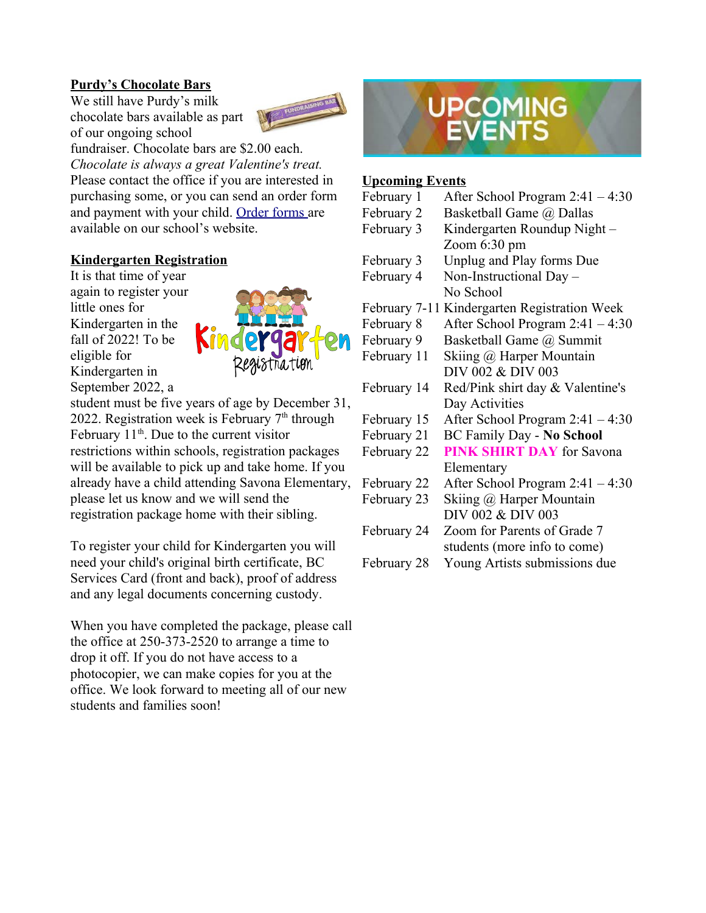## Purdy's Chocolate Bars

We still have Purdy's milk chocolate bars available as part of our ongoing school fundraiser. Chocolate bars are $2.00 each. *Chocolate is always a great Valentine's treat.* Please contact the office if you are interested in purchasing some, or you can send an order form and payment with your child. Order forms are available on our school's website.

## Kindergarten Registration

It is that time of year again to register your little ones for Kindergarten in the fall of 2022! To be eligible for Kindergarten in September 2022, a student must be five years of age by December 31, 2022. Registration week is February 7th through February 11th. Due to the current visitor restrictions within schools, registration packages will be available to pick up and take home. If you already have a child attending Savona Elementary, please let us know and we will send the registration package home with their sibling.

To register your child for Kindergarten you will need your child's original birth certificate, BC Services Card (front and back), proof of address and any legal documents concerning custody.

When you have completed the package, please call the office at 250-373-2520 to arrange a time to drop it off. If you do not have access to a photocopier, we can make copies for you at the office. We look forward to meeting all of our new students and families soon!

# UPCOMING EVENTS

## Upcoming Events

| | |
|---|---|
| February 1 | After School Program 2:41 – 4:30 |
| February 2 | Basketball Game @ Dallas |
| February 3 | Kindergarten Roundup Night – Zoom 6:30 pm |
| February 3 | Unplug and Play forms Due |
| February 4 | Non-Instructional Day – No School |
| February 7-11 | Kindergarten Registration Week |
| February 8 | After School Program 2:41 – 4:30 |
| February 9 | Basketball Game @ Summit |
| February 11 | Skiing @ Harper Mountain DIV 002 & DIV 003 |
| February 14 | Red/Pink shirt day & Valentine's Day Activities |
| February 15 | After School Program 2:41 – 4:30 |
| February 21 | BC Family Day - **No School** |
| February 22 | **PINK SHIRT DAY** for Savona Elementary |
| February 22 | After School Program 2:41 – 4:30 |
| February 23 | Skiing @ Harper Mountain DIV 002 & DIV 003 |
| February 24 | Zoom for Parents of Grade 7 students (more info to come) |
| February 28 | Young Artists submissions due |